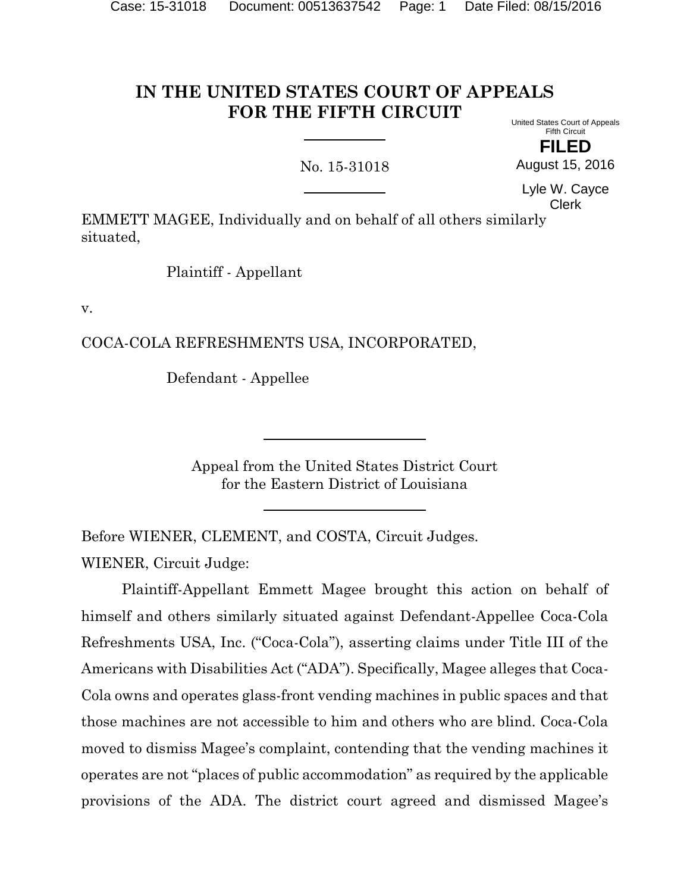# IN THE UNITED STATES COURT OF APPEALS FOR THE FIFTH CIRCUIT

United States Court of Appeals
Fifth Circuit

**FILED**

August 15, 2016

Lyle W. Cayce
Clerk

No. 15-31018

EMMETT MAGEE, Individually and on behalf of all others similarly situated,

Plaintiff - Appellant

v.

COCA-COLA REFRESHMENTS USA, INCORPORATED,

Defendant - Appellee

Appeal from the United States District Court
for the Eastern District of Louisiana

Before WIENER, CLEMENT, and COSTA, Circuit Judges.

WIENER, Circuit Judge:

Plaintiff-Appellant Emmett Magee brought this action on behalf of himself and others similarly situated against Defendant-Appellee Coca-Cola Refreshments USA, Inc. ("Coca-Cola"), asserting claims under Title III of the Americans with Disabilities Act ("ADA"). Specifically, Magee alleges that Coca-Cola owns and operates glass-front vending machines in public spaces and that those machines are not accessible to him and others who are blind. Coca-Cola moved to dismiss Magee's complaint, contending that the vending machines it operates are not "places of public accommodation" as required by the applicable provisions of the ADA. The district court agreed and dismissed Magee's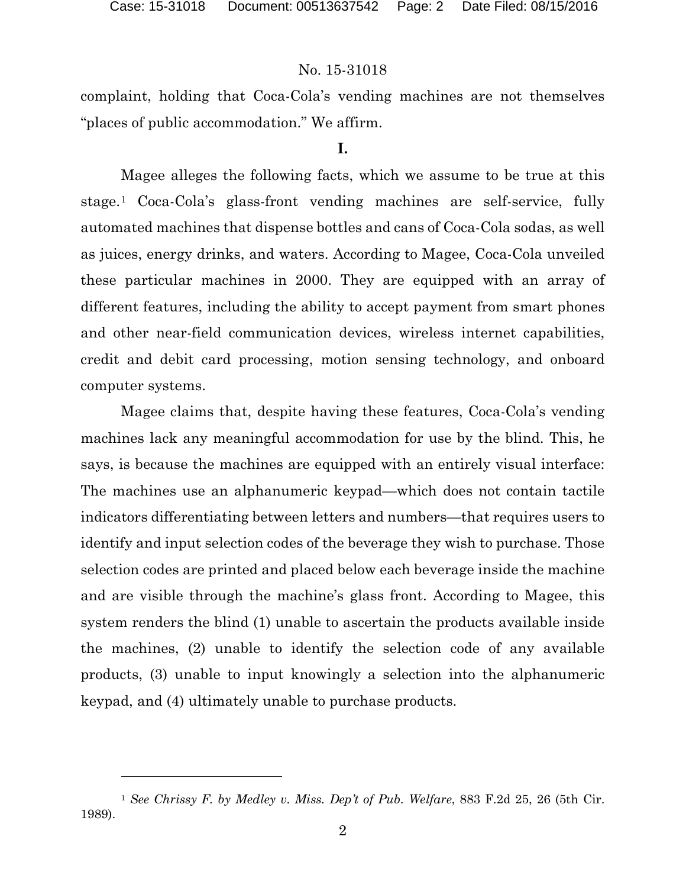complaint, holding that Coca-Cola's vending machines are not themselves "places of public accommodation." We affirm.

## I.

Magee alleges the following facts, which we assume to be true at this stage.[1] Coca-Cola's glass-front vending machines are self-service, fully automated machines that dispense bottles and cans of Coca-Cola sodas, as well as juices, energy drinks, and waters. According to Magee, Coca-Cola unveiled these particular machines in 2000. They are equipped with an array of different features, including the ability to accept payment from smart phones and other near-field communication devices, wireless internet capabilities, credit and debit card processing, motion sensing technology, and onboard computer systems.

Magee claims that, despite having these features, Coca-Cola's vending machines lack any meaningful accommodation for use by the blind. This, he says, is because the machines are equipped with an entirely visual interface: The machines use an alphanumeric keypad—which does not contain tactile indicators differentiating between letters and numbers—that requires users to identify and input selection codes of the beverage they wish to purchase. Those selection codes are printed and placed below each beverage inside the machine and are visible through the machine's glass front. According to Magee, this system renders the blind (1) unable to ascertain the products available inside the machines, (2) unable to identify the selection code of any available products, (3) unable to input knowingly a selection into the alphanumeric keypad, and (4) ultimately unable to purchase products.

---

[1] *See Chrissy F. by Medley v. Miss. Dep't of Pub. Welfare*, 883 F.2d 25, 26 (5th Cir. 1989).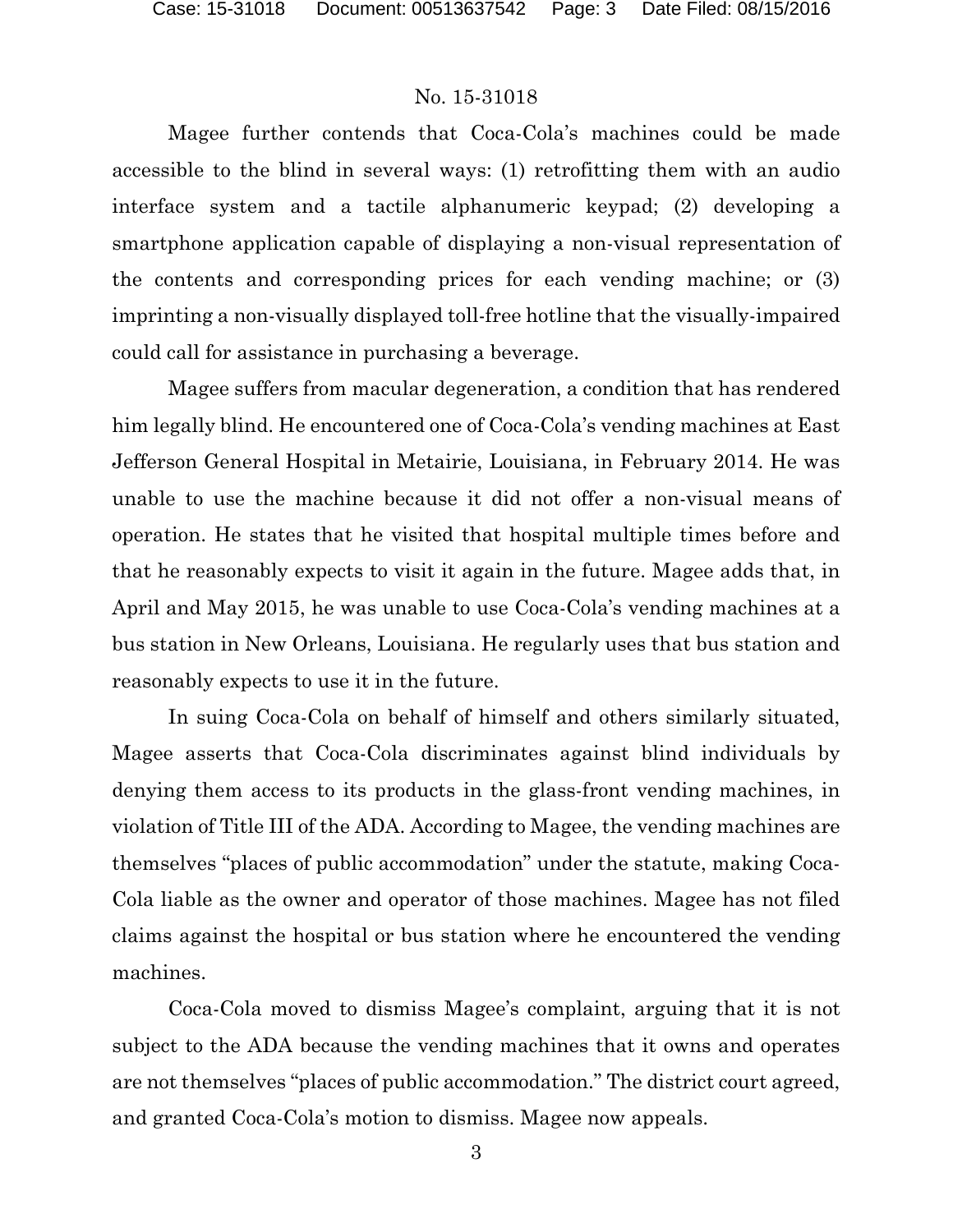Magee further contends that Coca-Cola's machines could be made accessible to the blind in several ways: (1) retrofitting them with an audio interface system and a tactile alphanumeric keypad; (2) developing a smartphone application capable of displaying a non-visual representation of the contents and corresponding prices for each vending machine; or (3) imprinting a non-visually displayed toll-free hotline that the visually-impaired could call for assistance in purchasing a beverage.

Magee suffers from macular degeneration, a condition that has rendered him legally blind. He encountered one of Coca-Cola's vending machines at East Jefferson General Hospital in Metairie, Louisiana, in February 2014. He was unable to use the machine because it did not offer a non-visual means of operation. He states that he visited that hospital multiple times before and that he reasonably expects to visit it again in the future. Magee adds that, in April and May 2015, he was unable to use Coca-Cola's vending machines at a bus station in New Orleans, Louisiana. He regularly uses that bus station and reasonably expects to use it in the future.

In suing Coca-Cola on behalf of himself and others similarly situated, Magee asserts that Coca-Cola discriminates against blind individuals by denying them access to its products in the glass-front vending machines, in violation of Title III of the ADA. According to Magee, the vending machines are themselves "places of public accommodation" under the statute, making Coca-Cola liable as the owner and operator of those machines. Magee has not filed claims against the hospital or bus station where he encountered the vending machines.

Coca-Cola moved to dismiss Magee's complaint, arguing that it is not subject to the ADA because the vending machines that it owns and operates are not themselves "places of public accommodation." The district court agreed, and granted Coca-Cola's motion to dismiss. Magee now appeals.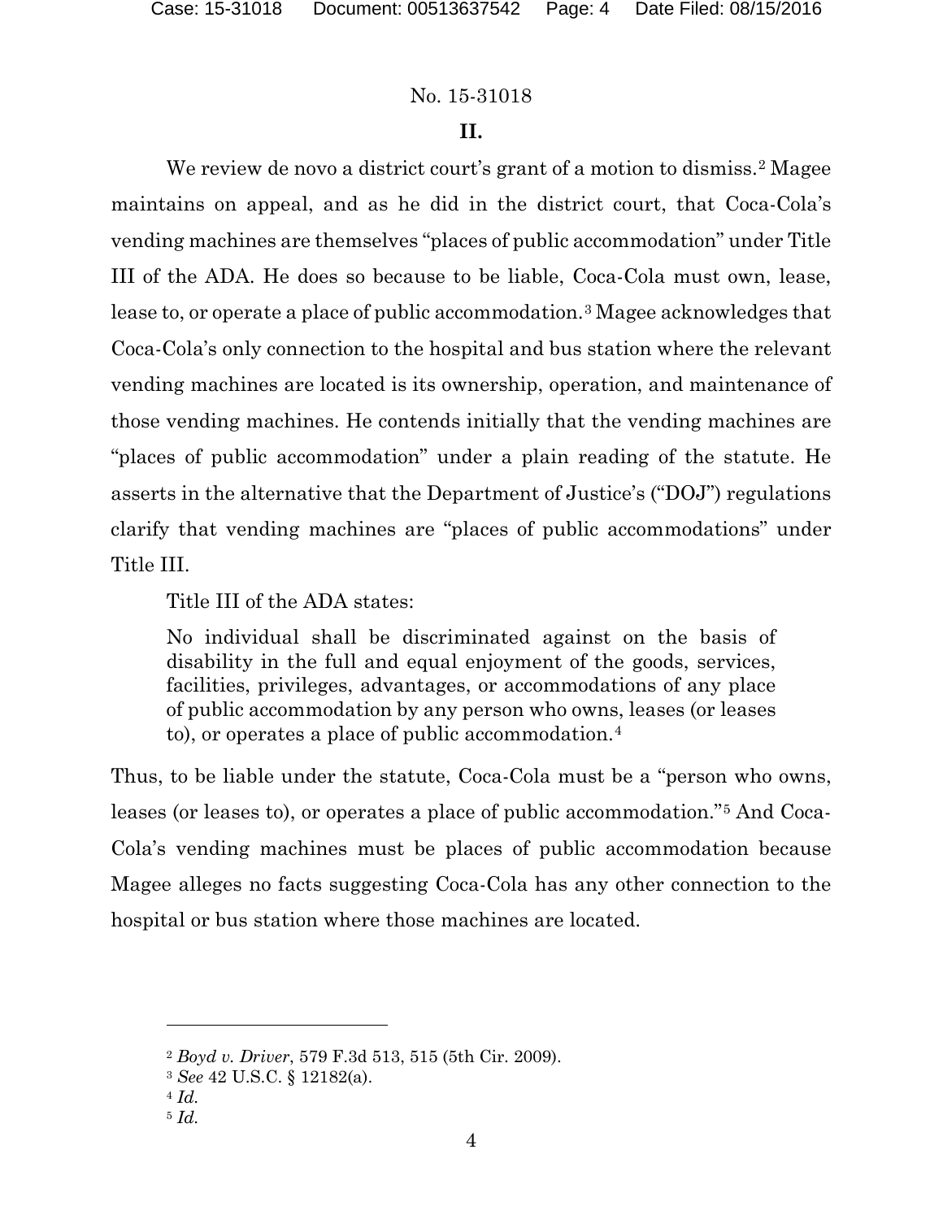## II.

We review de novo a district court's grant of a motion to dismiss.[2] Magee maintains on appeal, and as he did in the district court, that Coca-Cola's vending machines are themselves "places of public accommodation" under Title III of the ADA. He does so because to be liable, Coca-Cola must own, lease, lease to, or operate a place of public accommodation.[3] Magee acknowledges that Coca-Cola's only connection to the hospital and bus station where the relevant vending machines are located is its ownership, operation, and maintenance of those vending machines. He contends initially that the vending machines are "places of public accommodation" under a plain reading of the statute. He asserts in the alternative that the Department of Justice's ("DOJ") regulations clarify that vending machines are "places of public accommodations" under Title III.

Title III of the ADA states:

> No individual shall be discriminated against on the basis of disability in the full and equal enjoyment of the goods, services, facilities, privileges, advantages, or accommodations of any place of public accommodation by any person who owns, leases (or leases to), or operates a place of public accommodation.[4]

Thus, to be liable under the statute, Coca-Cola must be a "person who owns, leases (or leases to), or operates a place of public accommodation."[5] And Coca-Cola's vending machines must be places of public accommodation because Magee alleges no facts suggesting Coca-Cola has any other connection to the hospital or bus station where those machines are located.

---

[2] *Boyd v. Driver*, 579 F.3d 513, 515 (5th Cir. 2009).

[3] *See* 42 U.S.C. § 12182(a).

[4] *Id.*

[5] *Id.*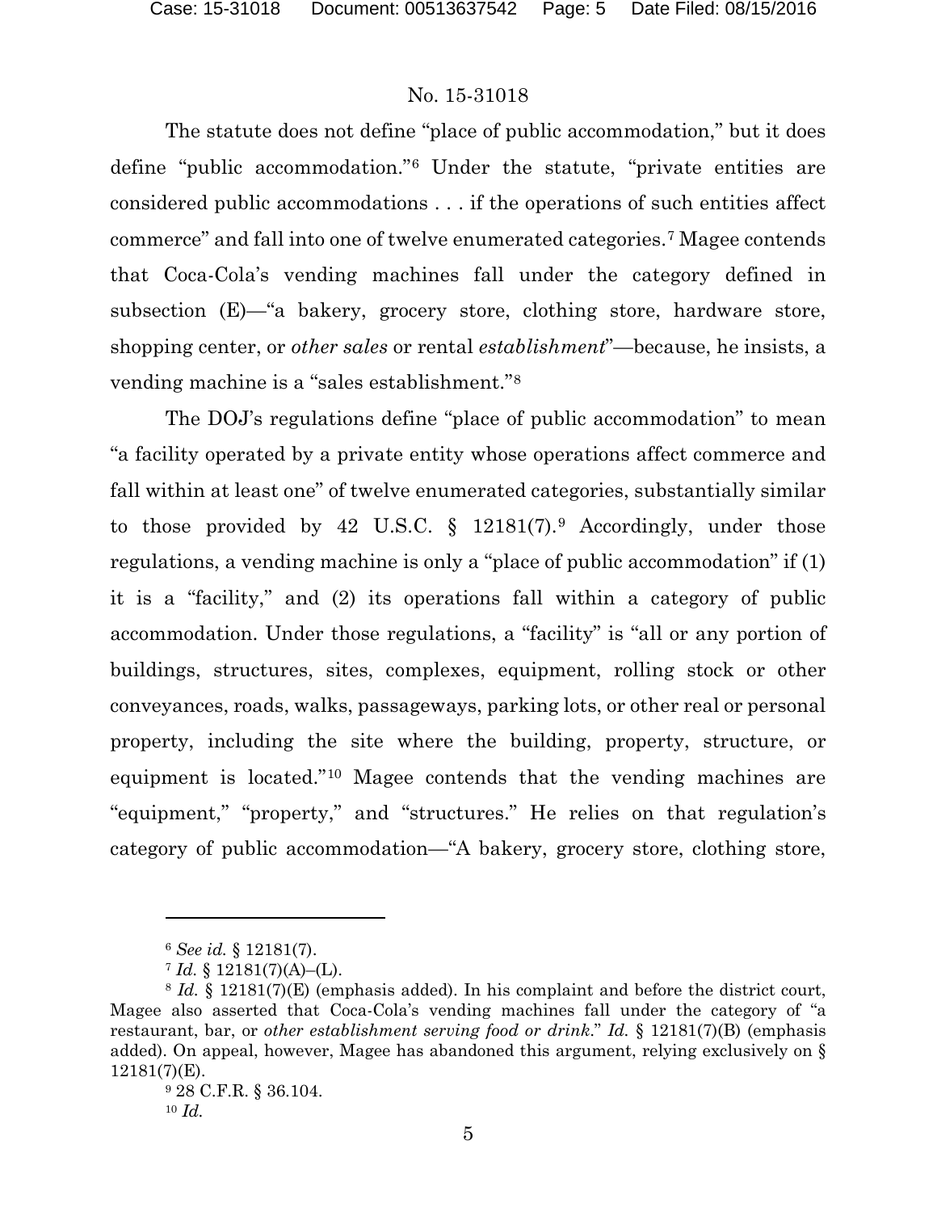The statute does not define "place of public accommodation," but it does define "public accommodation."[6] Under the statute, "private entities are considered public accommodations . . . if the operations of such entities affect commerce" and fall into one of twelve enumerated categories.[7] Magee contends that Coca-Cola's vending machines fall under the category defined in subsection (E)—"a bakery, grocery store, clothing store, hardware store, shopping center, or *other sales* or rental *establishment*"—because, he insists, a vending machine is a "sales establishment."[8]

The DOJ's regulations define "place of public accommodation" to mean "a facility operated by a private entity whose operations affect commerce and fall within at least one" of twelve enumerated categories, substantially similar to those provided by 42 U.S.C. § 12181(7).[9] Accordingly, under those regulations, a vending machine is only a "place of public accommodation" if (1) it is a "facility," and (2) its operations fall within a category of public accommodation. Under those regulations, a "facility" is "all or any portion of buildings, structures, sites, complexes, equipment, rolling stock or other conveyances, roads, walks, passageways, parking lots, or other real or personal property, including the site where the building, property, structure, or equipment is located."[10] Magee contends that the vending machines are "equipment," "property," and "structures." He relies on that regulation's category of public accommodation—"A bakery, grocery store, clothing store,

---

[6] *See id.* § 12181(7).

[7] *Id.* § 12181(7)(A)–(L).

[8] *Id.* § 12181(7)(E) (emphasis added). In his complaint and before the district court, Magee also asserted that Coca-Cola's vending machines fall under the category of "a restaurant, bar, or *other establishment serving food or drink*." *Id.* § 12181(7)(B) (emphasis added). On appeal, however, Magee has abandoned this argument, relying exclusively on § 12181(7)(E).

[9] 28 C.F.R. § 36.104.

[10] *Id.*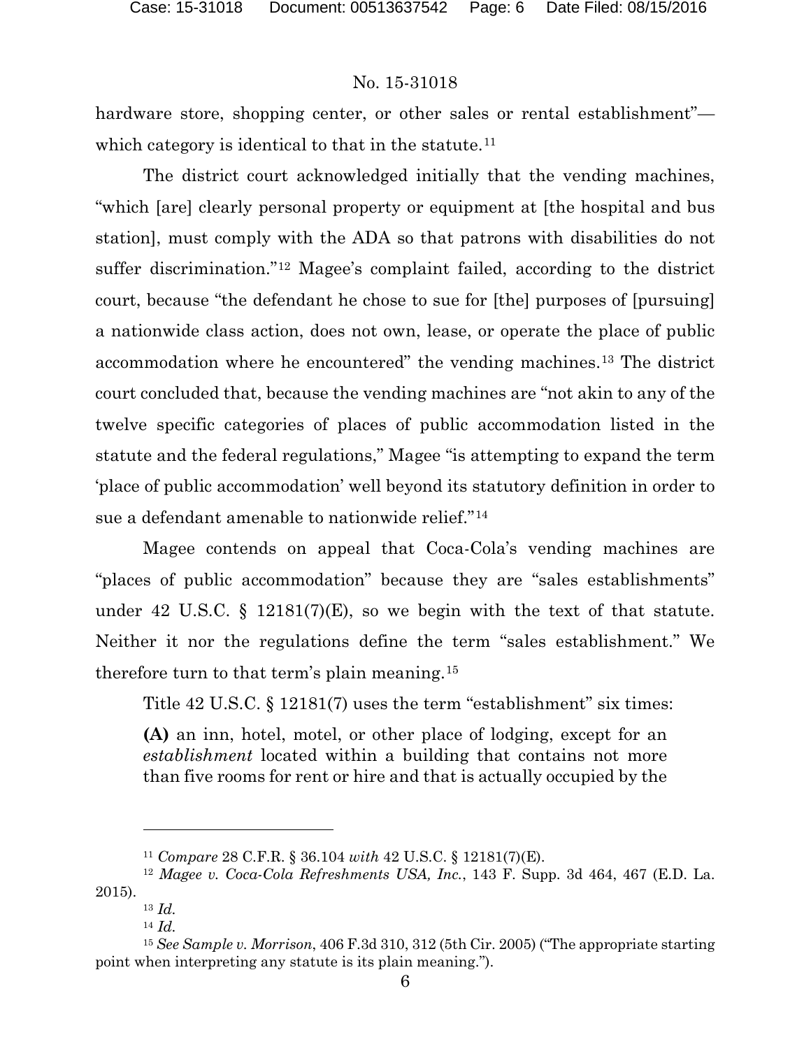hardware store, shopping center, or other sales or rental establishment"—which category is identical to that in the statute.[11]

The district court acknowledged initially that the vending machines, "which [are] clearly personal property or equipment at [the hospital and bus station], must comply with the ADA so that patrons with disabilities do not suffer discrimination."[12] Magee's complaint failed, according to the district court, because "the defendant he chose to sue for [the] purposes of [pursuing] a nationwide class action, does not own, lease, or operate the place of public accommodation where he encountered" the vending machines.[13] The district court concluded that, because the vending machines are "not akin to any of the twelve specific categories of places of public accommodation listed in the statute and the federal regulations," Magee "is attempting to expand the term 'place of public accommodation' well beyond its statutory definition in order to sue a defendant amenable to nationwide relief."[14]

Magee contends on appeal that Coca-Cola's vending machines are "places of public accommodation" because they are "sales establishments" under 42 U.S.C. § 12181(7)(E), so we begin with the text of that statute. Neither it nor the regulations define the term "sales establishment." We therefore turn to that term's plain meaning.[15]

Title 42 U.S.C. § 12181(7) uses the term "establishment" six times:

> **(A)** an inn, hotel, motel, or other place of lodging, except for an *establishment* located within a building that contains not more than five rooms for rent or hire and that is actually occupied by the

---

[11] *Compare* 28 C.F.R. § 36.104 *with* 42 U.S.C. § 12181(7)(E).

[12] *Magee v. Coca-Cola Refreshments USA, Inc.*, 143 F. Supp. 3d 464, 467 (E.D. La. 2015).

[13] *Id.*

[14] *Id.*

[15] *See Sample v. Morrison*, 406 F.3d 310, 312 (5th Cir. 2005) ("The appropriate starting point when interpreting any statute is its plain meaning.").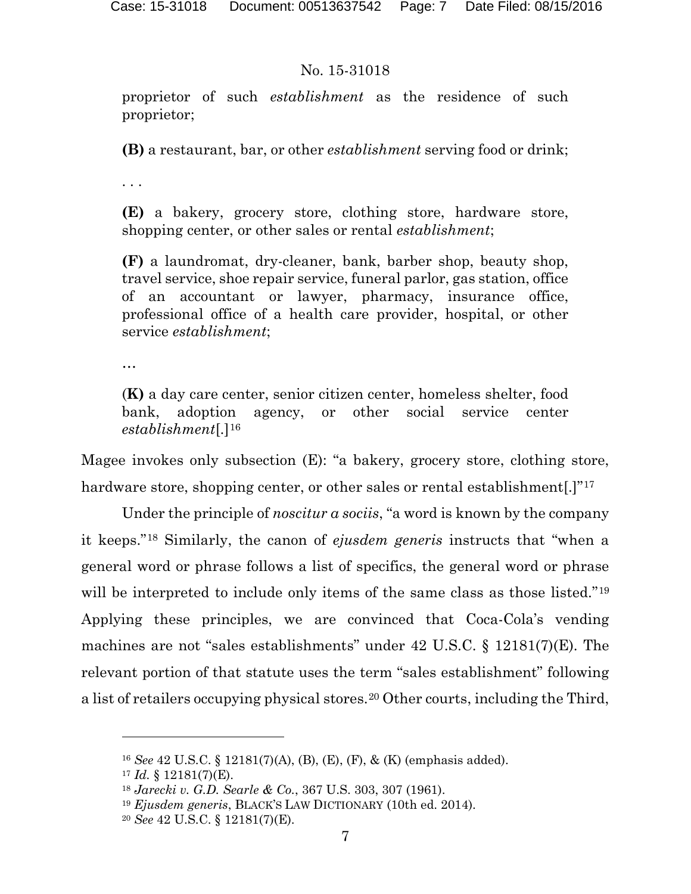proprietor of such *establishment* as the residence of such proprietor;

> **(B)** a restaurant, bar, or other *establishment* serving food or drink;
>
> . . .
>
> **(E)** a bakery, grocery store, clothing store, hardware store, shopping center, or other sales or rental *establishment*;
>
> **(F)** a laundromat, dry-cleaner, bank, barber shop, beauty shop, travel service, shoe repair service, funeral parlor, gas station, office of an accountant or lawyer, pharmacy, insurance office, professional office of a health care provider, hospital, or other service *establishment*;
>
> …
>
> (**K)** a day care center, senior citizen center, homeless shelter, food bank, adoption agency, or other social service center *establishment*[.][16]

Magee invokes only subsection (E): "a bakery, grocery store, clothing store, hardware store, shopping center, or other sales or rental establishment[.]"[17]

Under the principle of *noscitur a sociis*, "a word is known by the company it keeps."[18] Similarly, the canon of *ejusdem generis* instructs that "when a general word or phrase follows a list of specifics, the general word or phrase will be interpreted to include only items of the same class as those listed."[19] Applying these principles, we are convinced that Coca-Cola's vending machines are not "sales establishments" under 42 U.S.C. § 12181(7)(E). The relevant portion of that statute uses the term "sales establishment" following a list of retailers occupying physical stores.[20] Other courts, including the Third,

---

[16] *See* 42 U.S.C. § 12181(7)(A), (B), (E), (F), & (K) (emphasis added).

[17] *Id.* § 12181(7)(E).

[18] *Jarecki v. G.D. Searle & Co.*, 367 U.S. 303, 307 (1961).

[19] *Ejusdem generis*, BLACK'S LAW DICTIONARY (10th ed. 2014).

[20] *See* 42 U.S.C. § 12181(7)(E).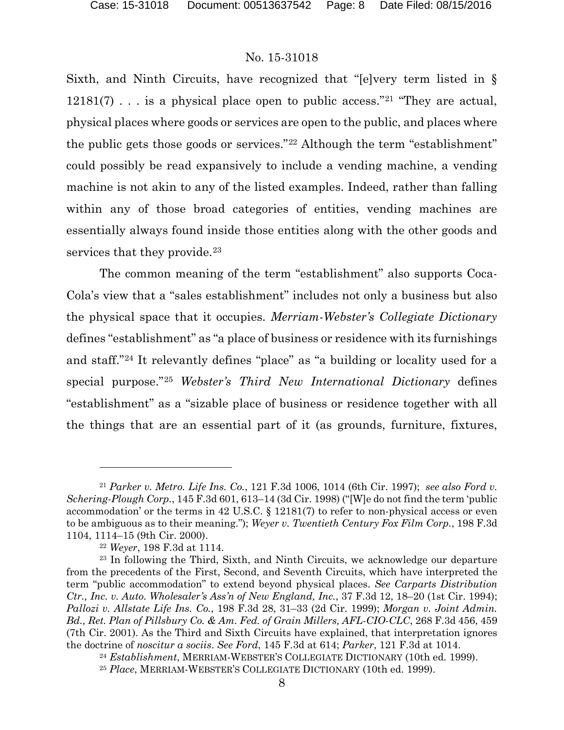Sixth, and Ninth Circuits, have recognized that "[e]very term listed in § 12181(7) . . . is a physical place open to public access."[21] "They are actual, physical places where goods or services are open to the public, and places where the public gets those goods or services."[22] Although the term "establishment" could possibly be read expansively to include a vending machine, a vending machine is not akin to any of the listed examples. Indeed, rather than falling within any of those broad categories of entities, vending machines are essentially always found inside those entities along with the other goods and services that they provide.[23]

The common meaning of the term "establishment" also supports Coca-Cola's view that a "sales establishment" includes not only a business but also the physical space that it occupies. *Merriam-Webster's Collegiate Dictionary* defines "establishment" as "a place of business or residence with its furnishings and staff."[24] It relevantly defines "place" as "a building or locality used for a special purpose."[25] *Webster's Third New International Dictionary* defines "establishment" as a "sizable place of business or residence together with all the things that are an essential part of it (as grounds, furniture, fixtures,

---

[21] *Parker v. Metro. Life Ins. Co.*, 121 F.3d 1006, 1014 (6th Cir. 1997); *see also Ford v. Schering-Plough Corp.*, 145 F.3d 601, 613–14 (3d Cir. 1998) ("[W]e do not find the term 'public accommodation' or the terms in 42 U.S.C. § 12181(7) to refer to non-physical access or even to be ambiguous as to their meaning."); *Weyer v. Twentieth Century Fox Film Corp.*, 198 F.3d 1104, 1114–15 (9th Cir. 2000).

[22] *Weyer*, 198 F.3d at 1114.

[23] In following the Third, Sixth, and Ninth Circuits, we acknowledge our departure from the precedents of the First, Second, and Seventh Circuits, which have interpreted the term "public accommodation" to extend beyond physical places. *See Carparts Distribution Ctr., Inc. v. Auto. Wholesaler's Ass'n of New England, Inc.*, 37 F.3d 12, 18–20 (1st Cir. 1994); *Pallozi v. Allstate Life Ins. Co.*, 198 F.3d 28, 31–33 (2d Cir. 1999); *Morgan v. Joint Admin. Bd., Ret. Plan of Pillsbury Co. & Am. Fed. of Grain Millers, AFL-CIO-CLC*, 268 F.3d 456, 459 (7th Cir. 2001). As the Third and Sixth Circuits have explained, that interpretation ignores the doctrine of *noscitur a sociis*. *See Ford*, 145 F.3d at 614; *Parker*, 121 F.3d at 1014.

[24] *Establishment*, MERRIAM-WEBSTER'S COLLEGIATE DICTIONARY (10th ed. 1999).

[25] *Place*, MERRIAM-WEBSTER'S COLLEGIATE DICTIONARY (10th ed. 1999).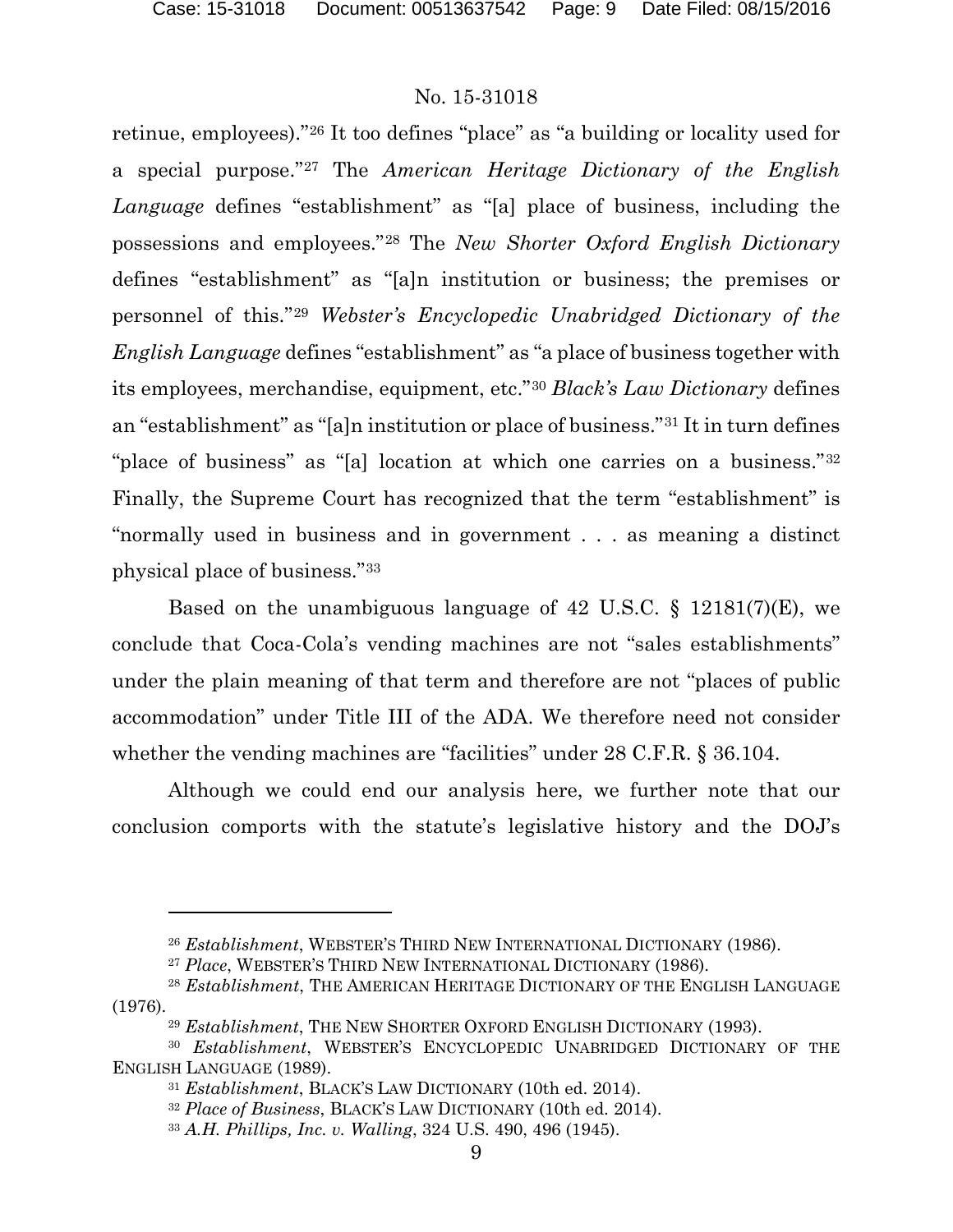retinue, employees)."[26] It too defines "place" as "a building or locality used for a special purpose."[27] The *American Heritage Dictionary of the English Language* defines "establishment" as "[a] place of business, including the possessions and employees."[28] The *New Shorter Oxford English Dictionary* defines "establishment" as "[a]n institution or business; the premises or personnel of this."[29] *Webster's Encyclopedic Unabridged Dictionary of the English Language* defines "establishment" as "a place of business together with its employees, merchandise, equipment, etc."[30] *Black's Law Dictionary* defines an "establishment" as "[a]n institution or place of business."[31] It in turn defines "place of business" as "[a] location at which one carries on a business."[32] Finally, the Supreme Court has recognized that the term "establishment" is "normally used in business and in government . . . as meaning a distinct physical place of business."[33]

Based on the unambiguous language of 42 U.S.C. § 12181(7)(E), we conclude that Coca-Cola's vending machines are not "sales establishments" under the plain meaning of that term and therefore are not "places of public accommodation" under Title III of the ADA. We therefore need not consider whether the vending machines are "facilities" under 28 C.F.R. § 36.104.

Although we could end our analysis here, we further note that our conclusion comports with the statute's legislative history and the DOJ's

---

[26] *Establishment*, WEBSTER'S THIRD NEW INTERNATIONAL DICTIONARY (1986).

[27] *Place*, WEBSTER'S THIRD NEW INTERNATIONAL DICTIONARY (1986).

[28] *Establishment*, THE AMERICAN HERITAGE DICTIONARY OF THE ENGLISH LANGUAGE (1976).

[29] *Establishment*, THE NEW SHORTER OXFORD ENGLISH DICTIONARY (1993).

[30] *Establishment*, WEBSTER'S ENCYCLOPEDIC UNABRIDGED DICTIONARY OF THE ENGLISH LANGUAGE (1989).

[31] *Establishment*, BLACK'S LAW DICTIONARY (10th ed. 2014).

[32] *Place of Business*, BLACK'S LAW DICTIONARY (10th ed. 2014).

[33] *A.H. Phillips, Inc. v. Walling*, 324 U.S. 490, 496 (1945).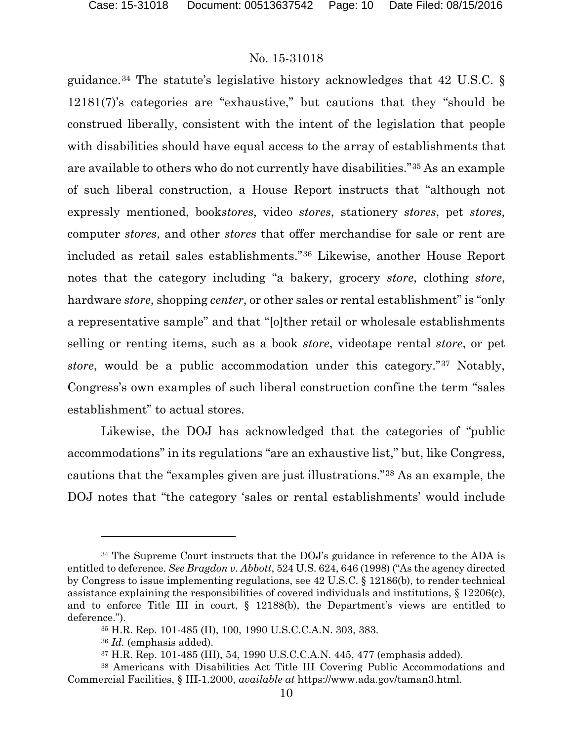guidance.[34] The statute's legislative history acknowledges that 42 U.S.C. § 12181(7)'s categories are "exhaustive," but cautions that they "should be construed liberally, consistent with the intent of the legislation that people with disabilities should have equal access to the array of establishments that are available to others who do not currently have disabilities."[35] As an example of such liberal construction, a House Report instructs that "although not expressly mentioned, book*stores*, video *stores*, stationery *stores*, pet *stores*, computer *stores*, and other *stores* that offer merchandise for sale or rent are included as retail sales establishments."[36] Likewise, another House Report notes that the category including "a bakery, grocery *store*, clothing *store*, hardware *store*, shopping *center*, or other sales or rental establishment" is "only a representative sample" and that "[o]ther retail or wholesale establishments selling or renting items, such as a book *store*, videotape rental *store*, or pet *store*, would be a public accommodation under this category."[37] Notably, Congress's own examples of such liberal construction confine the term "sales establishment" to actual stores.

Likewise, the DOJ has acknowledged that the categories of "public accommodations" in its regulations "are an exhaustive list," but, like Congress, cautions that the "examples given are just illustrations."[38] As an example, the DOJ notes that "the category 'sales or rental establishments' would include

---

[34] The Supreme Court instructs that the DOJ's guidance in reference to the ADA is entitled to deference. *See Bragdon v. Abbott*, 524 U.S. 624, 646 (1998) ("As the agency directed by Congress to issue implementing regulations, see 42 U.S.C. § 12186(b), to render technical assistance explaining the responsibilities of covered individuals and institutions, § 12206(c), and to enforce Title III in court, § 12188(b), the Department's views are entitled to deference.").

[35] H.R. Rep. 101-485 (II), 100, 1990 U.S.C.C.A.N. 303, 383.

[36] *Id.* (emphasis added).

[37] H.R. Rep. 101-485 (III), 54, 1990 U.S.C.C.A.N. 445, 477 (emphasis added).

[38] Americans with Disabilities Act Title III Covering Public Accommodations and Commercial Facilities, § III-1.2000, *available at* https://www.ada.gov/taman3.html.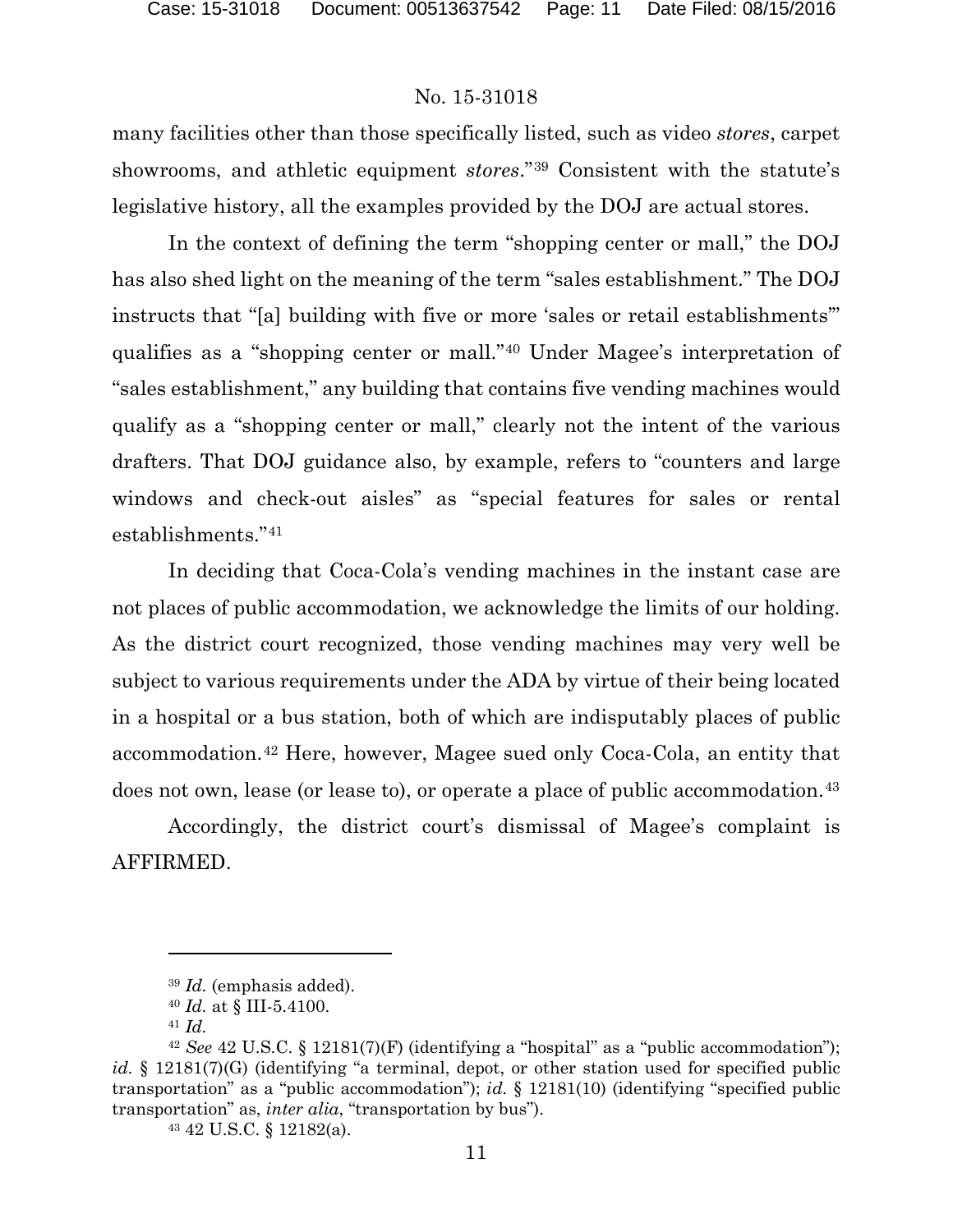many facilities other than those specifically listed, such as video *stores*, carpet showrooms, and athletic equipment *stores*."[39] Consistent with the statute's legislative history, all the examples provided by the DOJ are actual stores.

In the context of defining the term "shopping center or mall," the DOJ has also shed light on the meaning of the term "sales establishment." The DOJ instructs that "[a] building with five or more 'sales or retail establishments'" qualifies as a "shopping center or mall."[40] Under Magee's interpretation of "sales establishment," any building that contains five vending machines would qualify as a "shopping center or mall," clearly not the intent of the various drafters. That DOJ guidance also, by example, refers to "counters and large windows and check-out aisles" as "special features for sales or rental establishments."[41]

In deciding that Coca-Cola's vending machines in the instant case are not places of public accommodation, we acknowledge the limits of our holding. As the district court recognized, those vending machines may very well be subject to various requirements under the ADA by virtue of their being located in a hospital or a bus station, both of which are indisputably places of public accommodation.[42] Here, however, Magee sued only Coca-Cola, an entity that does not own, lease (or lease to), or operate a place of public accommodation.[43]

Accordingly, the district court's dismissal of Magee's complaint is AFFIRMED.

---

[39] *Id.* (emphasis added).

[40] *Id.* at § III-5.4100.

[41] *Id.*

[42] *See* 42 U.S.C. § 12181(7)(F) (identifying a "hospital" as a "public accommodation"); *id.* § 12181(7)(G) (identifying "a terminal, depot, or other station used for specified public transportation" as a "public accommodation"); *id.* § 12181(10) (identifying "specified public transportation" as, *inter alia*, "transportation by bus").

[43] 42 U.S.C. § 12182(a).